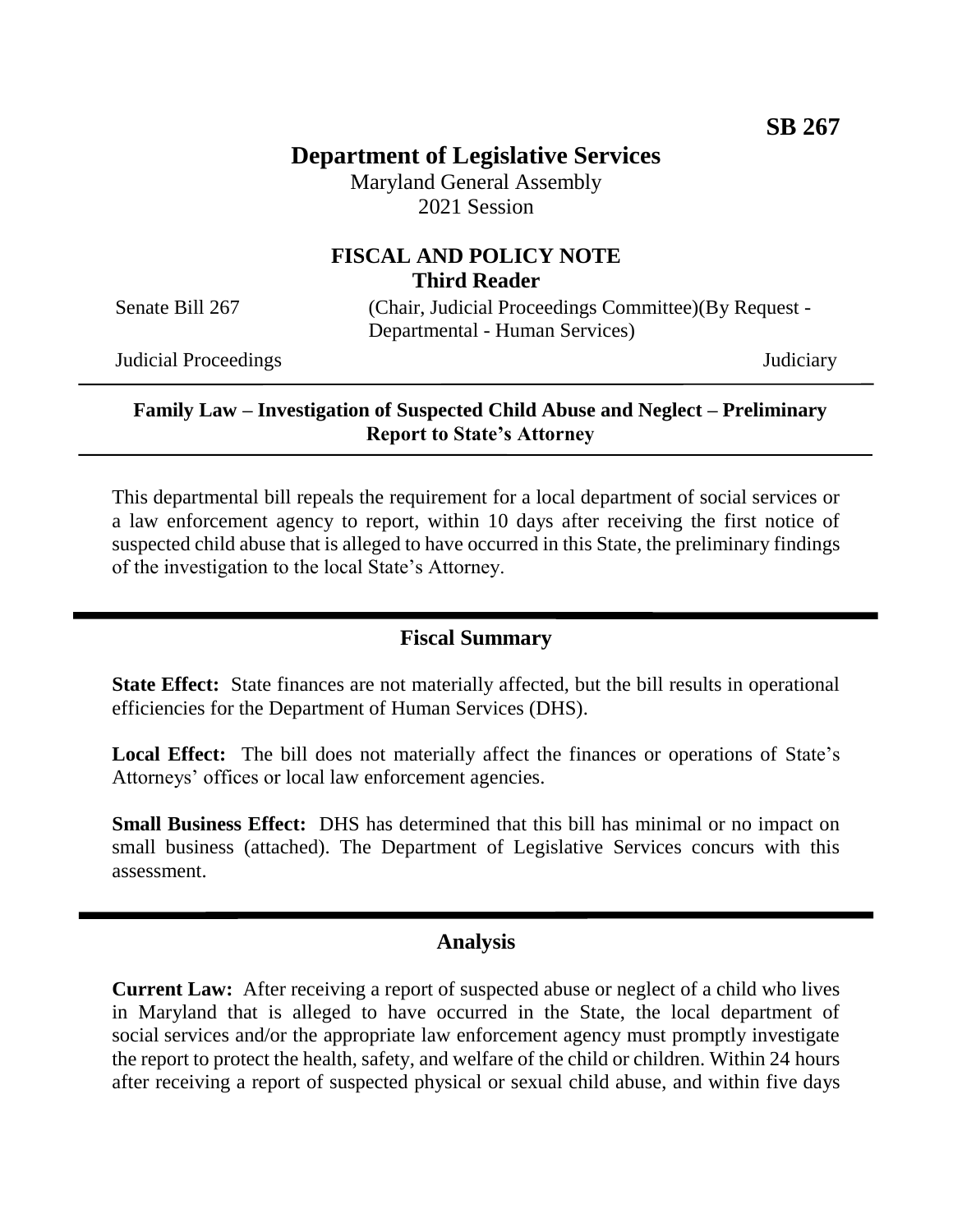**SB 267**

# Department of Legislative Services

Maryland General Assembly
2021 Session

## FISCAL AND POLICY NOTE
### Third Reader

Senate Bill 267 (Chair, Judicial Proceedings Committee)(By Request - Departmental - Human Services)

Judicial Proceedings Judiciary

---

**Family Law – Investigation of Suspected Child Abuse and Neglect – Preliminary Report to State's Attorney**

---

This departmental bill repeals the requirement for a local department of social services or a law enforcement agency to report, within 10 days after receiving the first notice of suspected child abuse that is alleged to have occurred in this State, the preliminary findings of the investigation to the local State's Attorney.

## Fiscal Summary

**State Effect:** State finances are not materially affected, but the bill results in operational efficiencies for the Department of Human Services (DHS).

**Local Effect:** The bill does not materially affect the finances or operations of State's Attorneys' offices or local law enforcement agencies.

**Small Business Effect:** DHS has determined that this bill has minimal or no impact on small business (attached). The Department of Legislative Services concurs with this assessment.

## Analysis

**Current Law:** After receiving a report of suspected abuse or neglect of a child who lives in Maryland that is alleged to have occurred in the State, the local department of social services and/or the appropriate law enforcement agency must promptly investigate the report to protect the health, safety, and welfare of the child or children. Within 24 hours after receiving a report of suspected physical or sexual child abuse, and within five days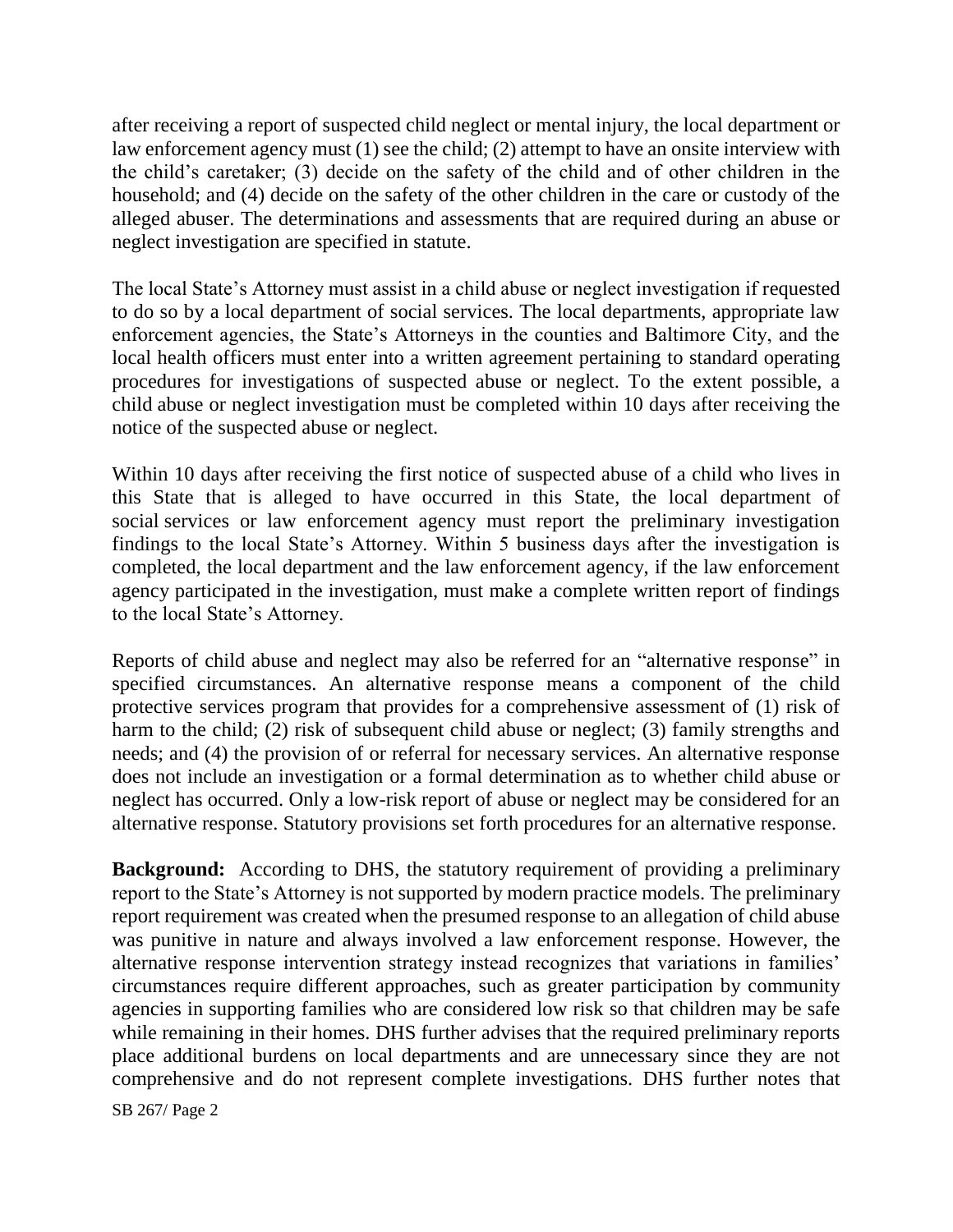after receiving a report of suspected child neglect or mental injury, the local department or law enforcement agency must (1) see the child; (2) attempt to have an onsite interview with the child's caretaker; (3) decide on the safety of the child and of other children in the household; and (4) decide on the safety of the other children in the care or custody of the alleged abuser. The determinations and assessments that are required during an abuse or neglect investigation are specified in statute.

The local State's Attorney must assist in a child abuse or neglect investigation if requested to do so by a local department of social services. The local departments, appropriate law enforcement agencies, the State's Attorneys in the counties and Baltimore City, and the local health officers must enter into a written agreement pertaining to standard operating procedures for investigations of suspected abuse or neglect. To the extent possible, a child abuse or neglect investigation must be completed within 10 days after receiving the notice of the suspected abuse or neglect.

Within 10 days after receiving the first notice of suspected abuse of a child who lives in this State that is alleged to have occurred in this State, the local department of social services or law enforcement agency must report the preliminary investigation findings to the local State's Attorney. Within 5 business days after the investigation is completed, the local department and the law enforcement agency, if the law enforcement agency participated in the investigation, must make a complete written report of findings to the local State's Attorney.

Reports of child abuse and neglect may also be referred for an "alternative response" in specified circumstances. An alternative response means a component of the child protective services program that provides for a comprehensive assessment of (1) risk of harm to the child; (2) risk of subsequent child abuse or neglect; (3) family strengths and needs; and (4) the provision of or referral for necessary services. An alternative response does not include an investigation or a formal determination as to whether child abuse or neglect has occurred. Only a low-risk report of abuse or neglect may be considered for an alternative response. Statutory provisions set forth procedures for an alternative response.

**Background:** According to DHS, the statutory requirement of providing a preliminary report to the State's Attorney is not supported by modern practice models. The preliminary report requirement was created when the presumed response to an allegation of child abuse was punitive in nature and always involved a law enforcement response. However, the alternative response intervention strategy instead recognizes that variations in families' circumstances require different approaches, such as greater participation by community agencies in supporting families who are considered low risk so that children may be safe while remaining in their homes. DHS further advises that the required preliminary reports place additional burdens on local departments and are unnecessary since they are not comprehensive and do not represent complete investigations. DHS further notes that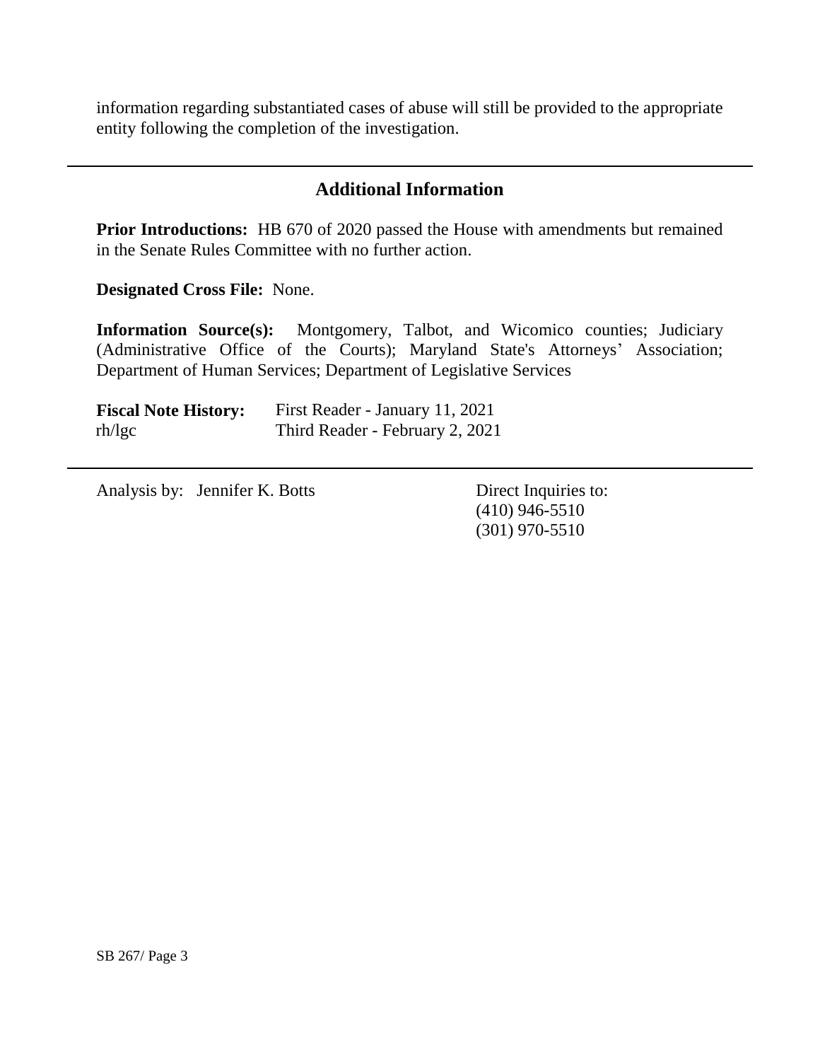information regarding substantiated cases of abuse will still be provided to the appropriate entity following the completion of the investigation.

---

## Additional Information

**Prior Introductions:** HB 670 of 2020 passed the House with amendments but remained in the Senate Rules Committee with no further action.

**Designated Cross File:** None.

**Information Source(s):** Montgomery, Talbot, and Wicomico counties; Judiciary (Administrative Office of the Courts); Maryland State's Attorneys' Association; Department of Human Services; Department of Legislative Services

**Fiscal Note History:** First Reader - January 11, 2021
rh/lgc Third Reader - February 2, 2021

---

Analysis by: Jennifer K. Botts

Direct Inquiries to:
(410) 946-5510
(301) 970-5510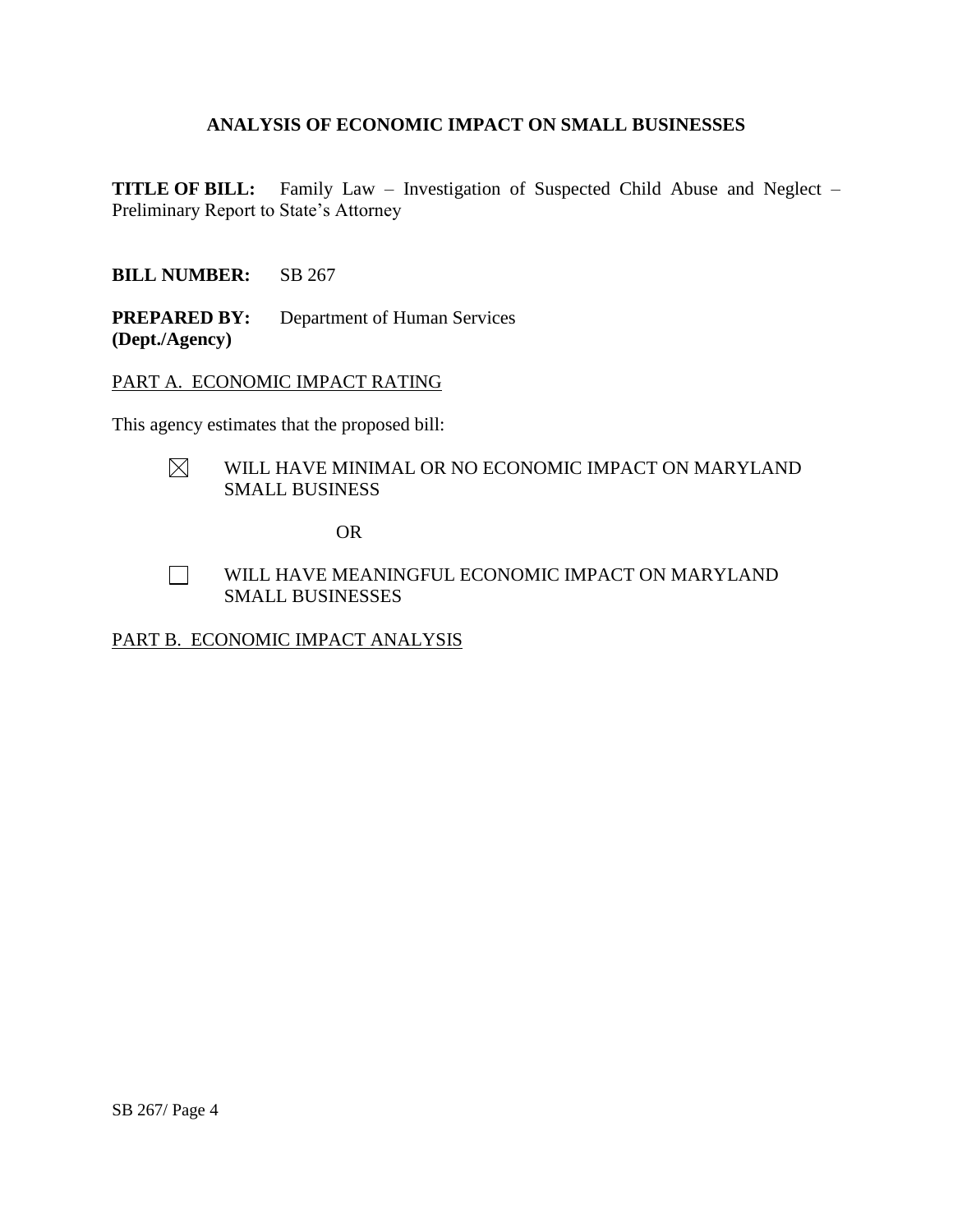# ANALYSIS OF ECONOMIC IMPACT ON SMALL BUSINESSES

**TITLE OF BILL:** Family Law – Investigation of Suspected Child Abuse and Neglect – Preliminary Report to State's Attorney

**BILL NUMBER:** SB 267

**PREPARED BY: (Dept./Agency)** Department of Human Services

PART A. ECONOMIC IMPACT RATING

This agency estimates that the proposed bill:

☒ WILL HAVE MINIMAL OR NO ECONOMIC IMPACT ON MARYLAND SMALL BUSINESS

OR

☐ WILL HAVE MEANINGFUL ECONOMIC IMPACT ON MARYLAND SMALL BUSINESSES

PART B. ECONOMIC IMPACT ANALYSIS